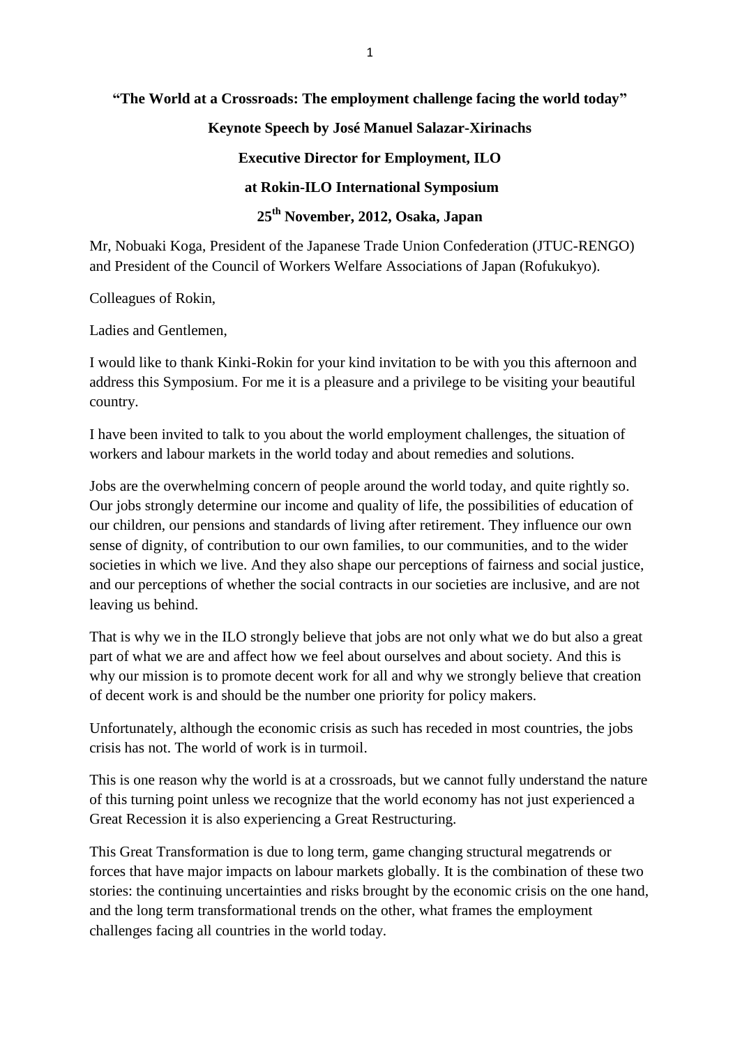**“The World at a Crossroads: The employment challenge facing the world today”**

**Keynote Speech by José Manuel Salazar-Xirinachs**

**Executive Director for Employment, ILO**

**at Rokin-ILO International Symposium**

**25th November, 2012, Osaka, Japan**

Mr, Nobuaki Koga, President of the Japanese Trade Union Confederation (JTUC-RENGO) and President of the Council of Workers Welfare Associations of Japan (Rofukukyo).

Colleagues of Rokin,

Ladies and Gentlemen,

I would like to thank Kinki-Rokin for your kind invitation to be with you this afternoon and address this Symposium. For me it is a pleasure and a privilege to be visiting your beautiful country.

I have been invited to talk to you about the world employment challenges, the situation of workers and labour markets in the world today and about remedies and solutions.

Jobs are the overwhelming concern of people around the world today, and quite rightly so. Our jobs strongly determine our income and quality of life, the possibilities of education of our children, our pensions and standards of living after retirement. They influence our own sense of dignity, of contribution to our own families, to our communities, and to the wider societies in which we live. And they also shape our perceptions of fairness and social justice, and our perceptions of whether the social contracts in our societies are inclusive, and are not leaving us behind.

That is why we in the ILO strongly believe that jobs are not only what we do but also a great part of what we are and affect how we feel about ourselves and about society. And this is why our mission is to promote decent work for all and why we strongly believe that creation of decent work is and should be the number one priority for policy makers.

Unfortunately, although the economic crisis as such has receded in most countries, the jobs crisis has not. The world of work is in turmoil.

This is one reason why the world is at a crossroads, but we cannot fully understand the nature of this turning point unless we recognize that the world economy has not just experienced a Great Recession it is also experiencing a Great Restructuring.

This Great Transformation is due to long term, game changing structural megatrends or forces that have major impacts on labour markets globally. It is the combination of these two stories: the continuing uncertainties and risks brought by the economic crisis on the one hand, and the long term transformational trends on the other, what frames the employment challenges facing all countries in the world today.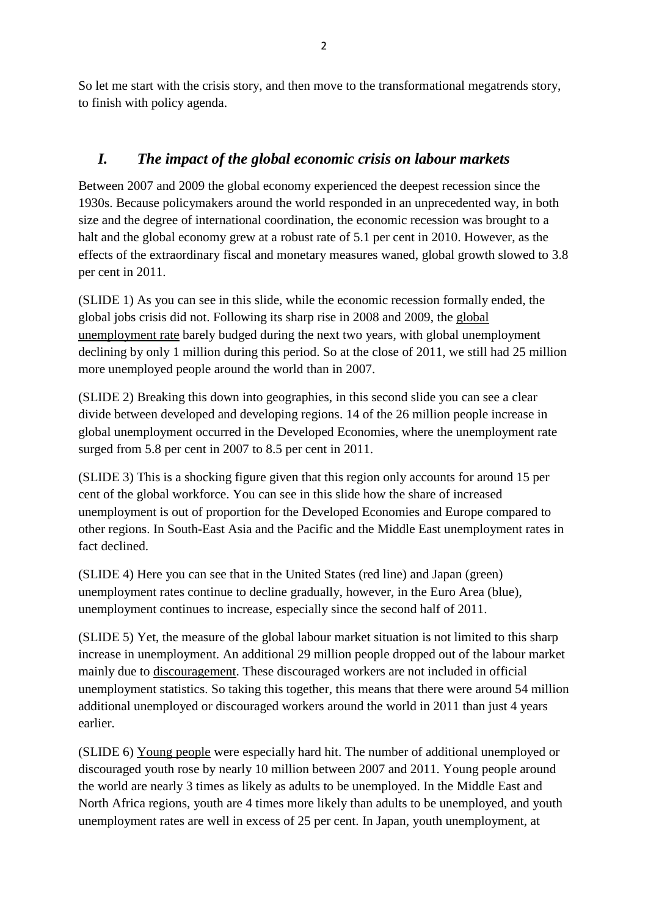So let me start with the crisis story, and then move to the transformational megatrends story, to finish with policy agenda.

## *I. The impact of the global economic crisis on labour markets*

Between 2007 and 2009 the global economy experienced the deepest recession since the 1930s. Because policymakers around the world responded in an unprecedented way, in both size and the degree of international coordination, the economic recession was brought to a halt and the global economy grew at a robust rate of 5.1 per cent in 2010. However, as the effects of the extraordinary fiscal and monetary measures waned, global growth slowed to 3.8 per cent in 2011.

(SLIDE 1) As you can see in this slide, while the economic recession formally ended, the global jobs crisis did not. Following its sharp rise in 2008 and 2009, the global unemployment rate barely budged during the next two years, with global unemployment declining by only 1 million during this period. So at the close of 2011, we still had 25 million more unemployed people around the world than in 2007.

(SLIDE 2) Breaking this down into geographies, in this second slide you can see a clear divide between developed and developing regions. 14 of the 26 million people increase in global unemployment occurred in the Developed Economies, where the unemployment rate surged from 5.8 per cent in 2007 to 8.5 per cent in 2011.

(SLIDE 3) This is a shocking figure given that this region only accounts for around 15 per cent of the global workforce. You can see in this slide how the share of increased unemployment is out of proportion for the Developed Economies and Europe compared to other regions. In South-East Asia and the Pacific and the Middle East unemployment rates in fact declined.

(SLIDE 4) Here you can see that in the United States (red line) and Japan (green) unemployment rates continue to decline gradually, however, in the Euro Area (blue), unemployment continues to increase, especially since the second half of 2011.

(SLIDE 5) Yet, the measure of the global labour market situation is not limited to this sharp increase in unemployment. An additional 29 million people dropped out of the labour market mainly due to discouragement. These discouraged workers are not included in official unemployment statistics. So taking this together, this means that there were around 54 million additional unemployed or discouraged workers around the world in 2011 than just 4 years earlier.

(SLIDE 6) Young people were especially hard hit. The number of additional unemployed or discouraged youth rose by nearly 10 million between 2007 and 2011. Young people around the world are nearly 3 times as likely as adults to be unemployed. In the Middle East and North Africa regions, youth are 4 times more likely than adults to be unemployed, and youth unemployment rates are well in excess of 25 per cent. In Japan, youth unemployment, at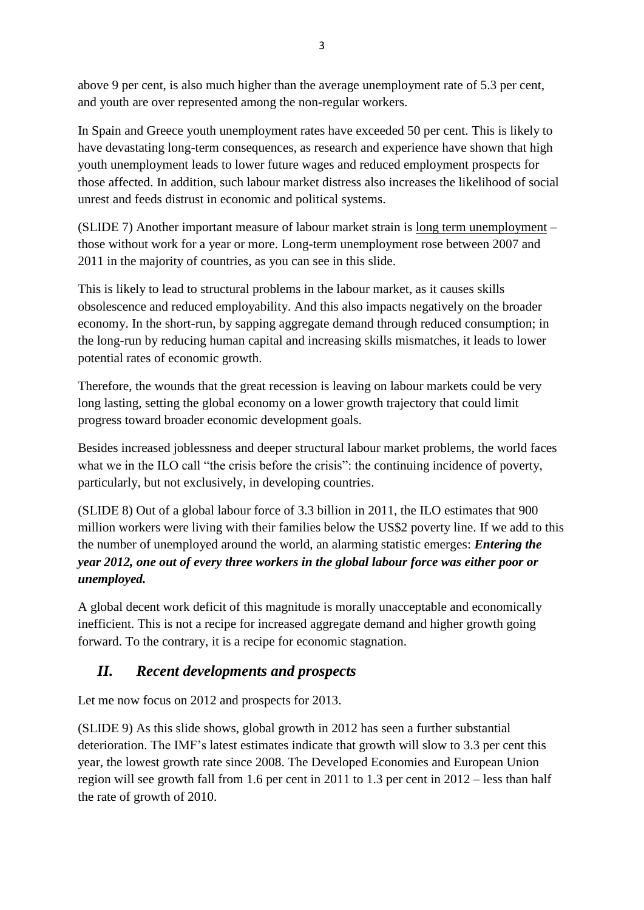above 9 per cent, is also much higher than the average unemployment rate of 5.3 per cent, and youth are over represented among the non-regular workers.

In Spain and Greece youth unemployment rates have exceeded 50 per cent. This is likely to have devastating long-term consequences, as research and experience have shown that high youth unemployment leads to lower future wages and reduced employment prospects for those affected. In addition, such labour market distress also increases the likelihood of social unrest and feeds distrust in economic and political systems.

(SLIDE 7) Another important measure of labour market strain is <u>long term unemployment</u> – those without work for a year or more. Long-term unemployment rose between 2007 and 2011 in the majority of countries, as you can see in this slide.

This is likely to lead to structural problems in the labour market, as it causes skills obsolescence and reduced employability. And this also impacts negatively on the broader economy. In the short-run, by sapping aggregate demand through reduced consumption; in the long-run by reducing human capital and increasing skills mismatches, it leads to lower potential rates of economic growth.

Therefore, the wounds that the great recession is leaving on labour markets could be very long lasting, setting the global economy on a lower growth trajectory that could limit progress toward broader economic development goals.

Besides increased joblessness and deeper structural labour market problems, the world faces what we in the ILO call "the crisis before the crisis": the continuing incidence of poverty, particularly, but not exclusively, in developing countries.

(SLIDE 8) Out of a global labour force of 3.3 billion in 2011, the ILO estimates that 900 million workers were living with their families below the US$2 poverty line. If we add to this the number of unemployed around the world, an alarming statistic emerges: ***Entering the year 2012, one out of every three workers in the global labour force was either poor or unemployed.***

A global decent work deficit of this magnitude is morally unacceptable and economically inefficient. This is not a recipe for increased aggregate demand and higher growth going forward. To the contrary, it is a recipe for economic stagnation.

## *II. Recent developments and prospects*

Let me now focus on 2012 and prospects for 2013.

(SLIDE 9) As this slide shows, global growth in 2012 has seen a further substantial deterioration. The IMF's latest estimates indicate that growth will slow to 3.3 per cent this year, the lowest growth rate since 2008. The Developed Economies and European Union region will see growth fall from 1.6 per cent in 2011 to 1.3 per cent in 2012 – less than half the rate of growth of 2010.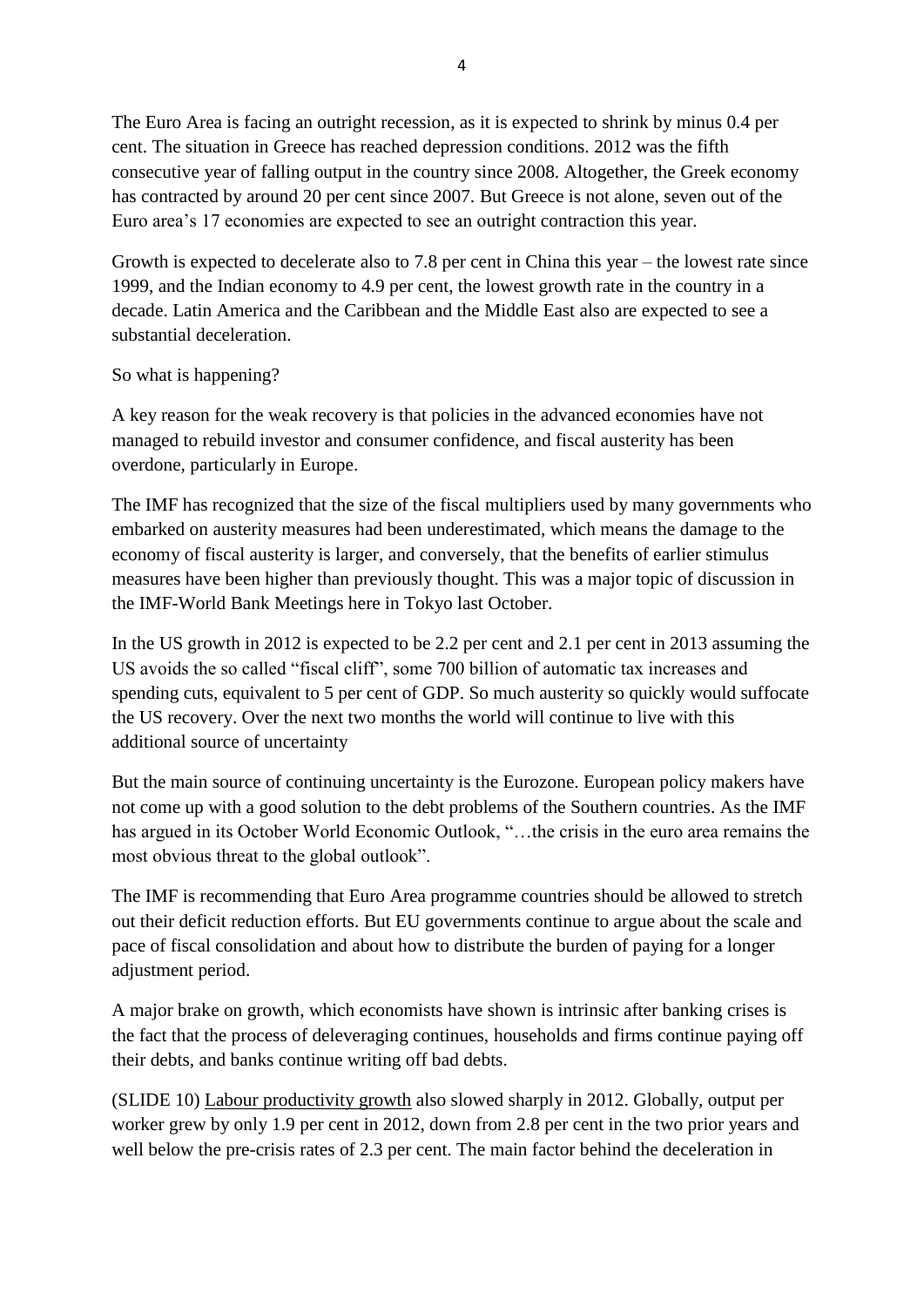The Euro Area is facing an outright recession, as it is expected to shrink by minus 0.4 per cent. The situation in Greece has reached depression conditions. 2012 was the fifth consecutive year of falling output in the country since 2008. Altogether, the Greek economy has contracted by around 20 per cent since 2007. But Greece is not alone, seven out of the Euro area's 17 economies are expected to see an outright contraction this year.

Growth is expected to decelerate also to 7.8 per cent in China this year – the lowest rate since 1999, and the Indian economy to 4.9 per cent, the lowest growth rate in the country in a decade. Latin America and the Caribbean and the Middle East also are expected to see a substantial deceleration.

So what is happening?

A key reason for the weak recovery is that policies in the advanced economies have not managed to rebuild investor and consumer confidence, and fiscal austerity has been overdone, particularly in Europe.

The IMF has recognized that the size of the fiscal multipliers used by many governments who embarked on austerity measures had been underestimated, which means the damage to the economy of fiscal austerity is larger, and conversely, that the benefits of earlier stimulus measures have been higher than previously thought. This was a major topic of discussion in the IMF-World Bank Meetings here in Tokyo last October.

In the US growth in 2012 is expected to be 2.2 per cent and 2.1 per cent in 2013 assuming the US avoids the so called "fiscal cliff", some 700 billion of automatic tax increases and spending cuts, equivalent to 5 per cent of GDP. So much austerity so quickly would suffocate the US recovery. Over the next two months the world will continue to live with this additional source of uncertainty

But the main source of continuing uncertainty is the Eurozone. European policy makers have not come up with a good solution to the debt problems of the Southern countries. As the IMF has argued in its October World Economic Outlook, "…the crisis in the euro area remains the most obvious threat to the global outlook".

The IMF is recommending that Euro Area programme countries should be allowed to stretch out their deficit reduction efforts. But EU governments continue to argue about the scale and pace of fiscal consolidation and about how to distribute the burden of paying for a longer adjustment period.

A major brake on growth, which economists have shown is intrinsic after banking crises is the fact that the process of deleveraging continues, households and firms continue paying off their debts, and banks continue writing off bad debts.

(SLIDE 10) Labour productivity growth also slowed sharply in 2012. Globally, output per worker grew by only 1.9 per cent in 2012, down from 2.8 per cent in the two prior years and well below the pre-crisis rates of 2.3 per cent. The main factor behind the deceleration in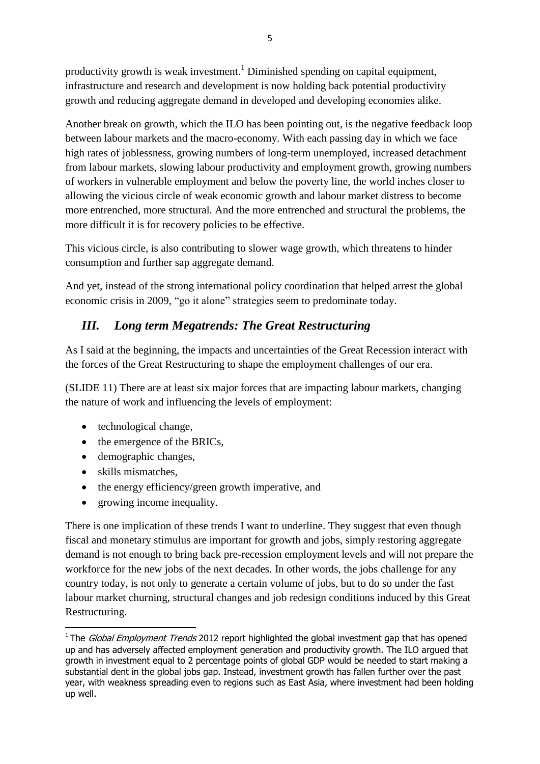productivity growth is weak investment.[1] Diminished spending on capital equipment, infrastructure and research and development is now holding back potential productivity growth and reducing aggregate demand in developed and developing economies alike.

Another break on growth, which the ILO has been pointing out, is the negative feedback loop between labour markets and the macro-economy. With each passing day in which we face high rates of joblessness, growing numbers of long-term unemployed, increased detachment from labour markets, slowing labour productivity and employment growth, growing numbers of workers in vulnerable employment and below the poverty line, the world inches closer to allowing the vicious circle of weak economic growth and labour market distress to become more entrenched, more structural. And the more entrenched and structural the problems, the more difficult it is for recovery policies to be effective.

This vicious circle, is also contributing to slower wage growth, which threatens to hinder consumption and further sap aggregate demand.

And yet, instead of the strong international policy coordination that helped arrest the global economic crisis in 2009, "go it alone" strategies seem to predominate today.

## *III. Long term Megatrends: The Great Restructuring*

As I said at the beginning, the impacts and uncertainties of the Great Recession interact with the forces of the Great Restructuring to shape the employment challenges of our era.

(SLIDE 11) There are at least six major forces that are impacting labour markets, changing the nature of work and influencing the levels of employment:

- technological change,
- the emergence of the BRICs,
- demographic changes,
- skills mismatches,
- the energy efficiency/green growth imperative, and
- growing income inequality.

There is one implication of these trends I want to underline. They suggest that even though fiscal and monetary stimulus are important for growth and jobs, simply restoring aggregate demand is not enough to bring back pre-recession employment levels and will not prepare the workforce for the new jobs of the next decades. In other words, the jobs challenge for any country today, is not only to generate a certain volume of jobs, but to do so under the fast labour market churning, structural changes and job redesign conditions induced by this Great Restructuring.

---

[1] The *Global Employment Trends* 2012 report highlighted the global investment gap that has opened up and has adversely affected employment generation and productivity growth. The ILO argued that growth in investment equal to 2 percentage points of global GDP would be needed to start making a substantial dent in the global jobs gap. Instead, investment growth has fallen further over the past year, with weakness spreading even to regions such as East Asia, where investment had been holding up well.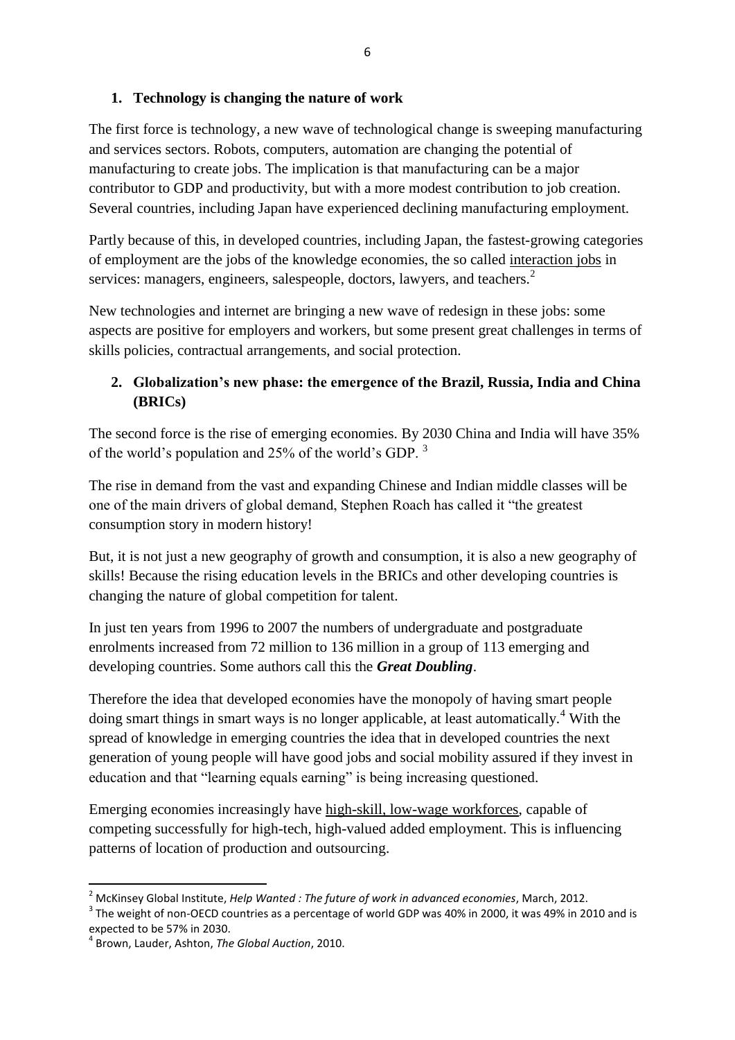## 1. Technology is changing the nature of work

The first force is technology, a new wave of technological change is sweeping manufacturing and services sectors. Robots, computers, automation are changing the potential of manufacturing to create jobs. The implication is that manufacturing can be a major contributor to GDP and productivity, but with a more modest contribution to job creation. Several countries, including Japan have experienced declining manufacturing employment.

Partly because of this, in developed countries, including Japan, the fastest-growing categories of employment are the jobs of the knowledge economies, the so called interaction jobs in services: managers, engineers, salespeople, doctors, lawyers, and teachers.[2]

New technologies and internet are bringing a new wave of redesign in these jobs: some aspects are positive for employers and workers, but some present great challenges in terms of skills policies, contractual arrangements, and social protection.

## 2. Globalization's new phase: the emergence of the Brazil, Russia, India and China (BRICs)

The second force is the rise of emerging economies. By 2030 China and India will have 35% of the world's population and 25% of the world's GDP. [3]

The rise in demand from the vast and expanding Chinese and Indian middle classes will be one of the main drivers of global demand, Stephen Roach has called it "the greatest consumption story in modern history!

But, it is not just a new geography of growth and consumption, it is also a new geography of skills! Because the rising education levels in the BRICs and other developing countries is changing the nature of global competition for talent.

In just ten years from 1996 to 2007 the numbers of undergraduate and postgraduate enrolments increased from 72 million to 136 million in a group of 113 emerging and developing countries. Some authors call this the ***Great Doubling***.

Therefore the idea that developed economies have the monopoly of having smart people doing smart things in smart ways is no longer applicable, at least automatically.[4] With the spread of knowledge in emerging countries the idea that in developed countries the next generation of young people will have good jobs and social mobility assured if they invest in education and that "learning equals earning" is being increasing questioned.

Emerging economies increasingly have high-skill, low-wage workforces, capable of competing successfully for high-tech, high-valued added employment. This is influencing patterns of location of production and outsourcing.

---

[2] McKinsey Global Institute, *Help Wanted : The future of work in advanced economies*, March, 2012.

[3] The weight of non-OECD countries as a percentage of world GDP was 40% in 2000, it was 49% in 2010 and is expected to be 57% in 2030.

[4] Brown, Lauder, Ashton, *The Global Auction*, 2010.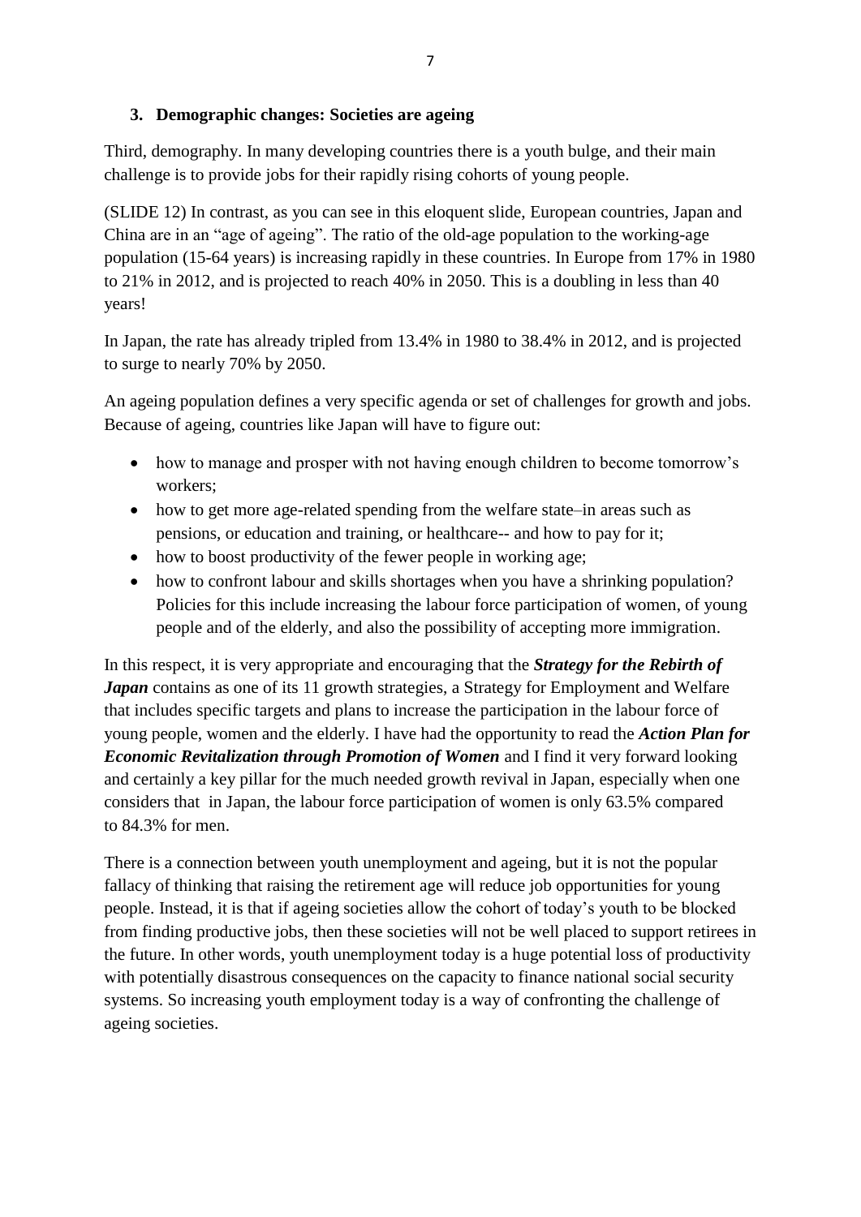## 3. Demographic changes: Societies are ageing

Third, demography. In many developing countries there is a youth bulge, and their main challenge is to provide jobs for their rapidly rising cohorts of young people.

(SLIDE 12) In contrast, as you can see in this eloquent slide, European countries, Japan and China are in an "age of ageing". The ratio of the old-age population to the working-age population (15-64 years) is increasing rapidly in these countries. In Europe from 17% in 1980 to 21% in 2012, and is projected to reach 40% in 2050. This is a doubling in less than 40 years!

In Japan, the rate has already tripled from 13.4% in 1980 to 38.4% in 2012, and is projected to surge to nearly 70% by 2050.

An ageing population defines a very specific agenda or set of challenges for growth and jobs. Because of ageing, countries like Japan will have to figure out:

- how to manage and prosper with not having enough children to become tomorrow's workers;
- how to get more age-related spending from the welfare state–in areas such as pensions, or education and training, or healthcare-- and how to pay for it;
- how to boost productivity of the fewer people in working age;
- how to confront labour and skills shortages when you have a shrinking population? Policies for this include increasing the labour force participation of women, of young people and of the elderly, and also the possibility of accepting more immigration.

In this respect, it is very appropriate and encouraging that the ***Strategy for the Rebirth of Japan*** contains as one of its 11 growth strategies, a Strategy for Employment and Welfare that includes specific targets and plans to increase the participation in the labour force of young people, women and the elderly. I have had the opportunity to read the ***Action Plan for Economic Revitalization through Promotion of Women*** and I find it very forward looking and certainly a key pillar for the much needed growth revival in Japan, especially when one considers that in Japan, the labour force participation of women is only 63.5% compared to 84.3% for men.

There is a connection between youth unemployment and ageing, but it is not the popular fallacy of thinking that raising the retirement age will reduce job opportunities for young people. Instead, it is that if ageing societies allow the cohort of today's youth to be blocked from finding productive jobs, then these societies will not be well placed to support retirees in the future. In other words, youth unemployment today is a huge potential loss of productivity with potentially disastrous consequences on the capacity to finance national social security systems. So increasing youth employment today is a way of confronting the challenge of ageing societies.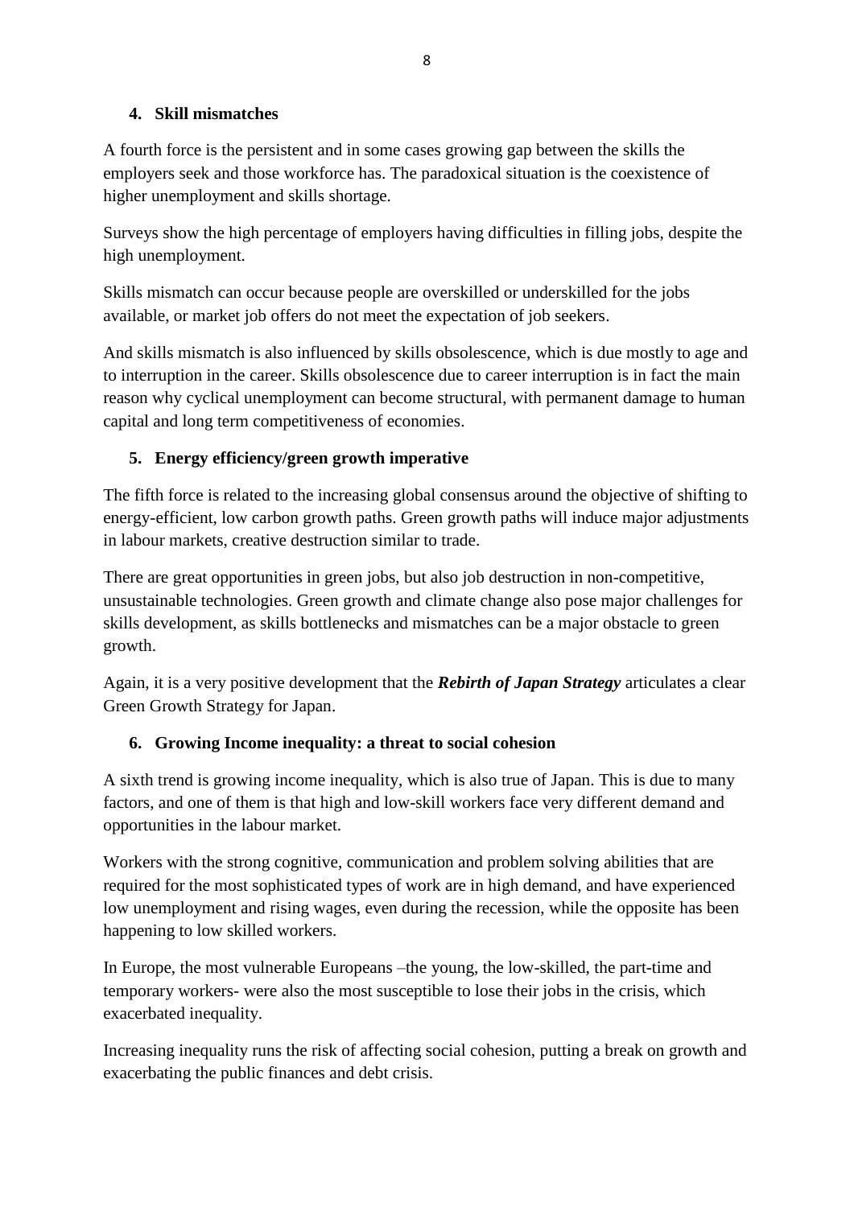### 4. Skill mismatches

A fourth force is the persistent and in some cases growing gap between the skills the employers seek and those workforce has. The paradoxical situation is the coexistence of higher unemployment and skills shortage.

Surveys show the high percentage of employers having difficulties in filling jobs, despite the high unemployment.

Skills mismatch can occur because people are overskilled or underskilled for the jobs available, or market job offers do not meet the expectation of job seekers.

And skills mismatch is also influenced by skills obsolescence, which is due mostly to age and to interruption in the career. Skills obsolescence due to career interruption is in fact the main reason why cyclical unemployment can become structural, with permanent damage to human capital and long term competitiveness of economies.

### 5. Energy efficiency/green growth imperative

The fifth force is related to the increasing global consensus around the objective of shifting to energy-efficient, low carbon growth paths. Green growth paths will induce major adjustments in labour markets, creative destruction similar to trade.

There are great opportunities in green jobs, but also job destruction in non-competitive, unsustainable technologies. Green growth and climate change also pose major challenges for skills development, as skills bottlenecks and mismatches can be a major obstacle to green growth.

Again, it is a very positive development that the ***Rebirth of Japan Strategy*** articulates a clear Green Growth Strategy for Japan.

### 6. Growing Income inequality: a threat to social cohesion

A sixth trend is growing income inequality, which is also true of Japan. This is due to many factors, and one of them is that high and low-skill workers face very different demand and opportunities in the labour market.

Workers with the strong cognitive, communication and problem solving abilities that are required for the most sophisticated types of work are in high demand, and have experienced low unemployment and rising wages, even during the recession, while the opposite has been happening to low skilled workers.

In Europe, the most vulnerable Europeans –the young, the low-skilled, the part-time and temporary workers- were also the most susceptible to lose their jobs in the crisis, which exacerbated inequality.

Increasing inequality runs the risk of affecting social cohesion, putting a break on growth and exacerbating the public finances and debt crisis.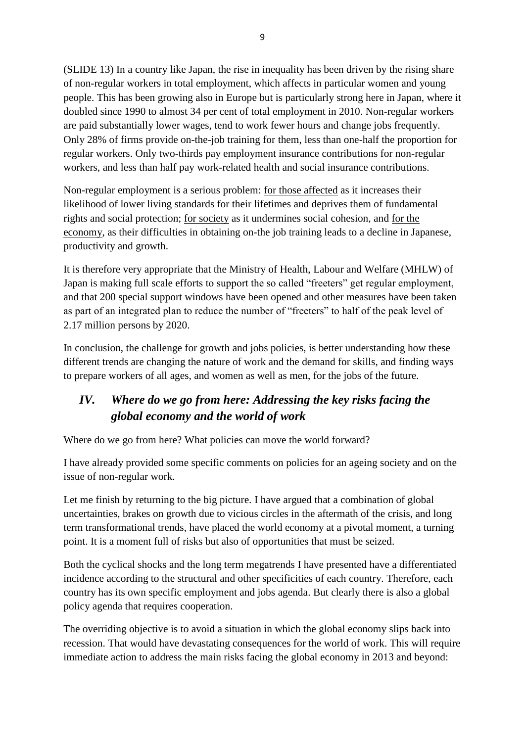(SLIDE 13) In a country like Japan, the rise in inequality has been driven by the rising share of non-regular workers in total employment, which affects in particular women and young people. This has been growing also in Europe but is particularly strong here in Japan, where it doubled since 1990 to almost 34 per cent of total employment in 2010. Non-regular workers are paid substantially lower wages, tend to work fewer hours and change jobs frequently. Only 28% of firms provide on-the-job training for them, less than one-half the proportion for regular workers. Only two-thirds pay employment insurance contributions for non-regular workers, and less than half pay work-related health and social insurance contributions.

Non-regular employment is a serious problem: <u>for those affected</u> as it increases their likelihood of lower living standards for their lifetimes and deprives them of fundamental rights and social protection; <u>for society</u> as it undermines social cohesion, and <u>for the economy</u>, as their difficulties in obtaining on-the job training leads to a decline in Japanese, productivity and growth.

It is therefore very appropriate that the Ministry of Health, Labour and Welfare (MHLW) of Japan is making full scale efforts to support the so called "freeters" get regular employment, and that 200 special support windows have been opened and other measures have been taken as part of an integrated plan to reduce the number of "freeters" to half of the peak level of 2.17 million persons by 2020.

In conclusion, the challenge for growth and jobs policies, is better understanding how these different trends are changing the nature of work and the demand for skills, and finding ways to prepare workers of all ages, and women as well as men, for the jobs of the future.

## *IV. Where do we go from here: Addressing the key risks facing the global economy and the world of work*

Where do we go from here? What policies can move the world forward?

I have already provided some specific comments on policies for an ageing society and on the issue of non-regular work.

Let me finish by returning to the big picture. I have argued that a combination of global uncertainties, brakes on growth due to vicious circles in the aftermath of the crisis, and long term transformational trends, have placed the world economy at a pivotal moment, a turning point. It is a moment full of risks but also of opportunities that must be seized.

Both the cyclical shocks and the long term megatrends I have presented have a differentiated incidence according to the structural and other specificities of each country. Therefore, each country has its own specific employment and jobs agenda. But clearly there is also a global policy agenda that requires cooperation.

The overriding objective is to avoid a situation in which the global economy slips back into recession. That would have devastating consequences for the world of work. This will require immediate action to address the main risks facing the global economy in 2013 and beyond: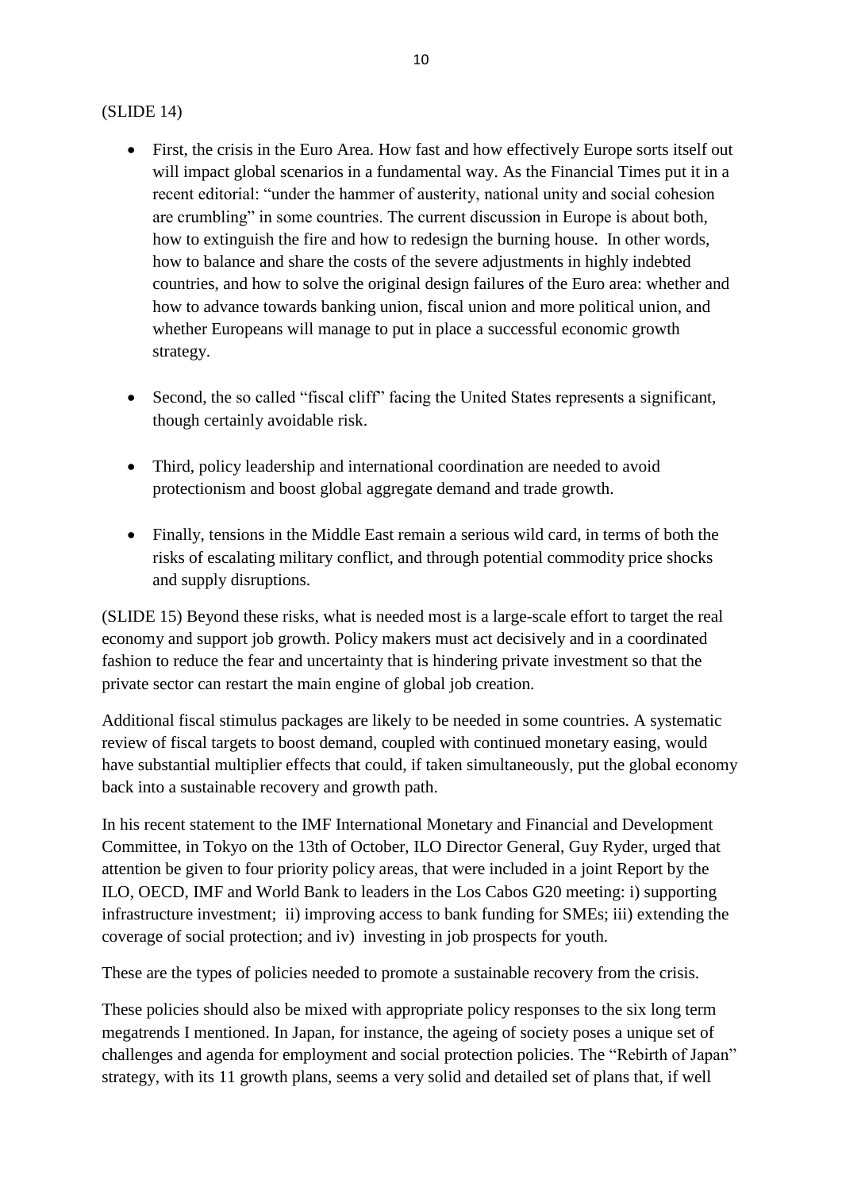(SLIDE 14)

- First, the crisis in the Euro Area. How fast and how effectively Europe sorts itself out will impact global scenarios in a fundamental way. As the Financial Times put it in a recent editorial: "under the hammer of austerity, national unity and social cohesion are crumbling" in some countries. The current discussion in Europe is about both, how to extinguish the fire and how to redesign the burning house. In other words, how to balance and share the costs of the severe adjustments in highly indebted countries, and how to solve the original design failures of the Euro area: whether and how to advance towards banking union, fiscal union and more political union, and whether Europeans will manage to put in place a successful economic growth strategy.

- Second, the so called "fiscal cliff" facing the United States represents a significant, though certainly avoidable risk.

- Third, policy leadership and international coordination are needed to avoid protectionism and boost global aggregate demand and trade growth.

- Finally, tensions in the Middle East remain a serious wild card, in terms of both the risks of escalating military conflict, and through potential commodity price shocks and supply disruptions.

(SLIDE 15) Beyond these risks, what is needed most is a large-scale effort to target the real economy and support job growth. Policy makers must act decisively and in a coordinated fashion to reduce the fear and uncertainty that is hindering private investment so that the private sector can restart the main engine of global job creation.

Additional fiscal stimulus packages are likely to be needed in some countries. A systematic review of fiscal targets to boost demand, coupled with continued monetary easing, would have substantial multiplier effects that could, if taken simultaneously, put the global economy back into a sustainable recovery and growth path.

In his recent statement to the IMF International Monetary and Financial and Development Committee, in Tokyo on the 13th of October, ILO Director General, Guy Ryder, urged that attention be given to four priority policy areas, that were included in a joint Report by the ILO, OECD, IMF and World Bank to leaders in the Los Cabos G20 meeting: i) supporting infrastructure investment; ii) improving access to bank funding for SMEs; iii) extending the coverage of social protection; and iv) investing in job prospects for youth.

These are the types of policies needed to promote a sustainable recovery from the crisis.

These policies should also be mixed with appropriate policy responses to the six long term megatrends I mentioned. In Japan, for instance, the ageing of society poses a unique set of challenges and agenda for employment and social protection policies. The "Rebirth of Japan" strategy, with its 11 growth plans, seems a very solid and detailed set of plans that, if well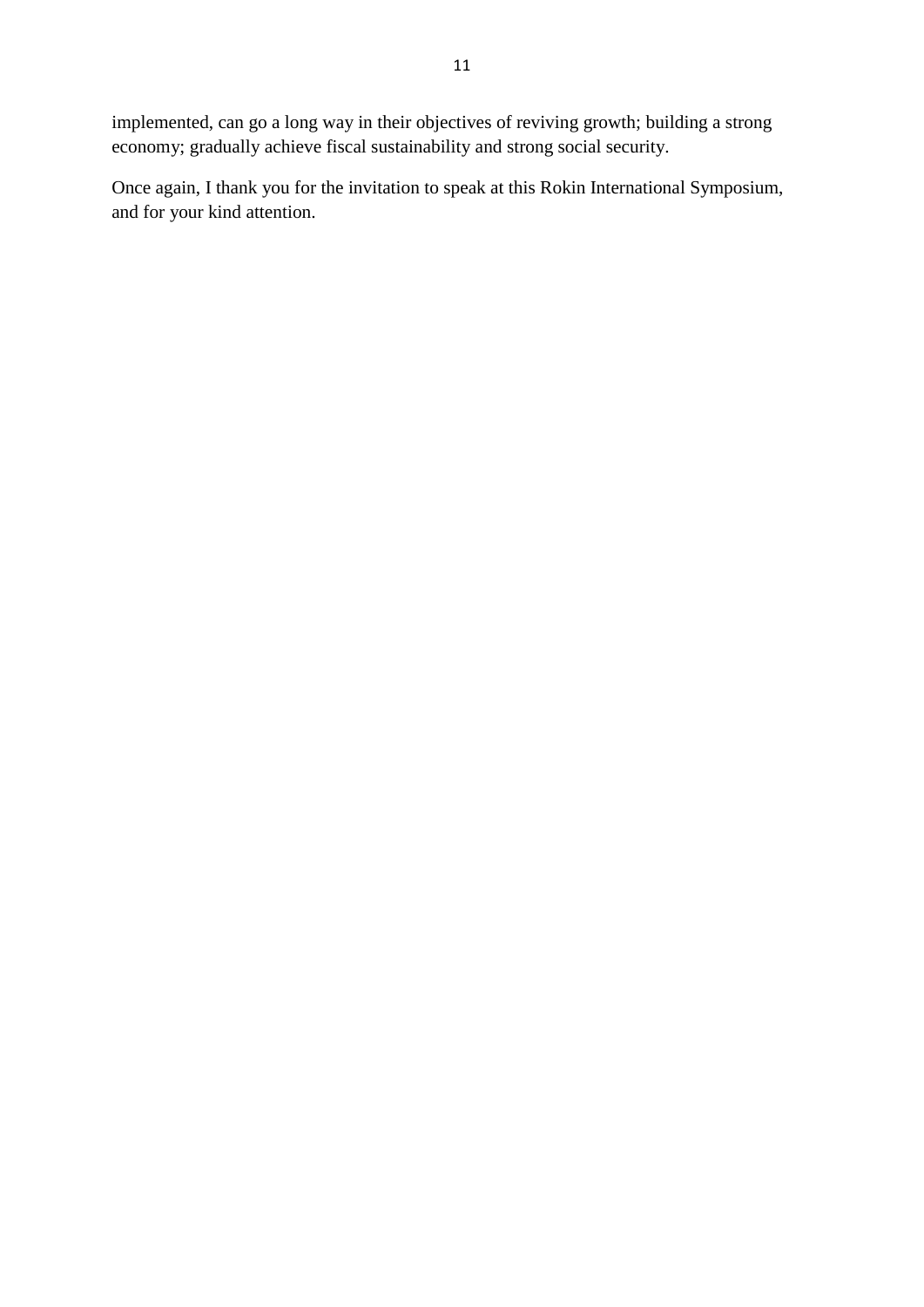implemented, can go a long way in their objectives of reviving growth; building a strong economy; gradually achieve fiscal sustainability and strong social security.

Once again, I thank you for the invitation to speak at this Rokin International Symposium, and for your kind attention.